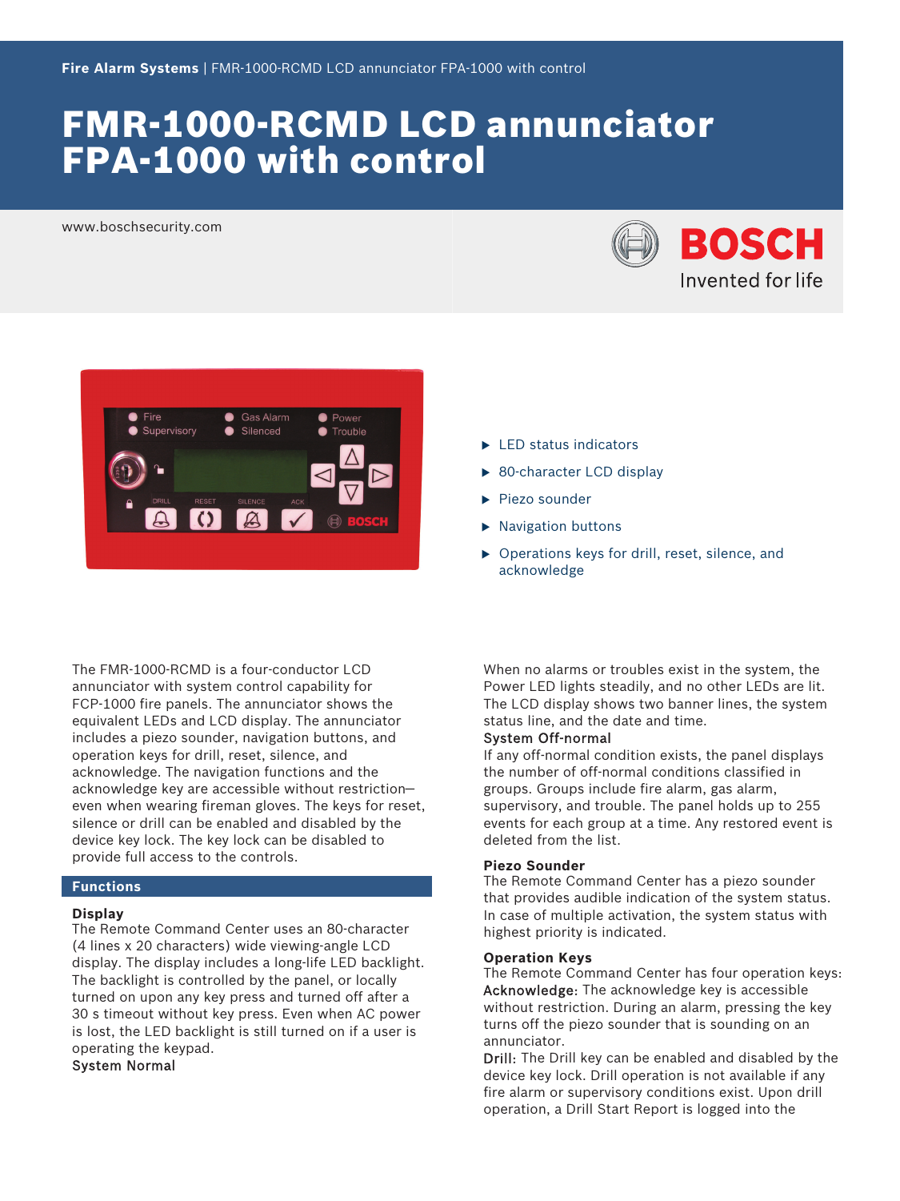**Fire Alarm Systems** | FMR-1000-RCMD LCD annunciator FPA-1000 with control

# FMR-1000-RCMD LCD annunciator FPA-1000 with control

www.boschsecurity.com

- LED status indicators
- 80-character LCD display
- Piezo sounder
- Navigation buttons
- Operations keys for drill, reset, silence, and acknowledge

The FMR-1000-RCMD is a four-conductor LCD annunciator with system control capability for FCP-1000 fire panels. The annunciator shows the equivalent LEDs and LCD display. The annunciator includes a piezo sounder, navigation buttons, and operation keys for drill, reset, silence, and acknowledge. The navigation functions and the acknowledge key are accessible without restriction—even when wearing fireman gloves. The keys for reset, silence or drill can be enabled and disabled by the device key lock. The key lock can be disabled to provide full access to the controls.

## Functions

### Display

The Remote Command Center uses an 80-character (4 lines x 20 characters) wide viewing-angle LCD display. The display includes a long-life LED backlight. The backlight is controlled by the panel, or locally turned on upon any key press and turned off after a 30 s timeout without key press. Even when AC power is lost, the LED backlight is still turned on if a user is operating the keypad.

**System Normal**

When no alarms or troubles exist in the system, the Power LED lights steadily, and no other LEDs are lit. The LCD display shows two banner lines, the system status line, and the date and time.

**System Off-normal**

If any off-normal condition exists, the panel displays the number of off-normal conditions classified in groups. Groups include fire alarm, gas alarm, supervisory, and trouble. The panel holds up to 255 events for each group at a time. Any restored event is deleted from the list.

### Piezo Sounder

The Remote Command Center has a piezo sounder that provides audible indication of the system status. In case of multiple activation, the system status with highest priority is indicated.

### Operation Keys

The Remote Command Center has four operation keys:

**Acknowledge:** The acknowledge key is accessible without restriction. During an alarm, pressing the key turns off the piezo sounder that is sounding on an annunciator.

**Drill:** The Drill key can be enabled and disabled by the device key lock. Drill operation is not available if any fire alarm or supervisory conditions exist. Upon drill operation, a Drill Start Report is logged into the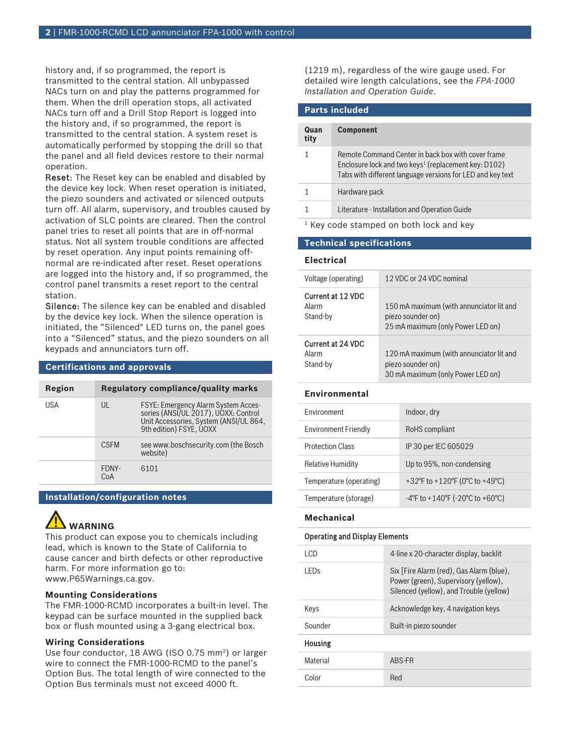history and, if so programmed, the report is transmitted to the central station. All unbypassed NACs turn on and play the patterns programmed for them. When the drill operation stops, all activated NACs turn off and a Drill Stop Report is logged into the history and, if so programmed, the report is transmitted to the central station. A system reset is automatically performed by stopping the drill so that the panel and all field devices restore to their normal operation.

Reset: The Reset key can be enabled and disabled by the device key lock. When reset operation is initiated, the piezo sounders and activated or silenced outputs turn off. All alarm, supervisory, and troubles caused by activation of SLC points are cleared. Then the control panel tries to reset all points that are in off-normal status. Not all system trouble conditions are affected by reset operation. Any input points remaining off-normal are re-indicated after reset. Reset operations are logged into the history and, if so programmed, the control panel transmits a reset report to the central station.

Silence: The silence key can be enabled and disabled by the device key lock. When the silence operation is initiated, the "Silenced" LED turns on, the panel goes into a "Silenced" status, and the piezo sounders on all keypads and annunciators turn off.

## Certifications and approvals

| Region | Regulatory compliance/quality marks | |
|---|---|---|
| USA | UL | FSYE: Emergency Alarm System Accessories (ANSI/UL 2017), UOXX: Control Unit Accessories, System (ANSI/UL 864, 9th edition) FSYE, UOXX |
| | CSFM | see www.boschsecurity.com (the Bosch website) |
| | FDNY-CoA | 6101 |

## Installation/configuration notes

**WARNING**

This product can expose you to chemicals including lead, which is known to the State of California to cause cancer and birth defects or other reproductive harm. For more information go to: www.P65Warnings.ca.gov.

### Mounting Considerations

The FMR-1000-RCMD incorporates a built-in level. The keypad can be surface mounted in the supplied back box or flush mounted using a 3-gang electrical box.

### Wiring Considerations

Use four conductor, 18 AWG (ISO 0.75 mm$^2$) or larger wire to connect the FMR-1000-RCMD to the panel's Option Bus. The total length of wire connected to the Option Bus terminals must not exceed 4000 ft. (1219 m), regardless of the wire gauge used. For detailed wire length calculations, see the *FPA-1000 Installation and Operation Guide*.

## Parts included

| Quantity | Component |
|---|---|
| 1 | Remote Command Center in back box with cover frame<br>Enclosure lock and two keys[1] (replacement key: D102)<br>Tabs with different language versions for LED and key text |
| 1 | Hardware pack |
| 1 | Literature - Installation and Operation Guide |

[1] Key code stamped on both lock and key

## Technical specifications

### Electrical

| | |
|---|---|
| Voltage (operating) | 12 VDC or 24 VDC nominal |
| **Current at 12 VDC**<br>Alarm<br>Stand-by | <br>150 mA maximum (with annunciator lit and piezo sounder on)<br>25 mA maximum (only Power LED on) |
| **Current at 24 VDC**<br>Alarm<br>Stand-by | <br>120 mA maximum (with annunciator lit and piezo sounder on)<br>30 mA maximum (only Power LED on) |

### Environmental

| | |
|---|---|
| Environment | Indoor, dry |
| Environment Friendly | RoHS compliant |
| Protection Class | IP 30 per IEC 605029 |
| Relative Humidity | Up to 95%, non-condensing |
| Temperature (operating) | +32°F to +120°F (0°C to +49°C) |
| Temperature (storage) | -4°F to +140°F (-20°C to +60°C) |

### Mechanical

| Operating and Display Elements | |
|---|---|
| LCD | 4-line x 20-character display, backlit |
| LEDs | Six [Fire Alarm (red), Gas Alarm (blue), Power (green), Supervisory (yellow), Silenced (yellow), and Trouble (yellow) |
| Keys | Acknowledge key, 4 navigation keys |
| Sounder | Built-in piezo sounder |
| **Housing** | |
| Material | ABS-FR |
| Color | Red |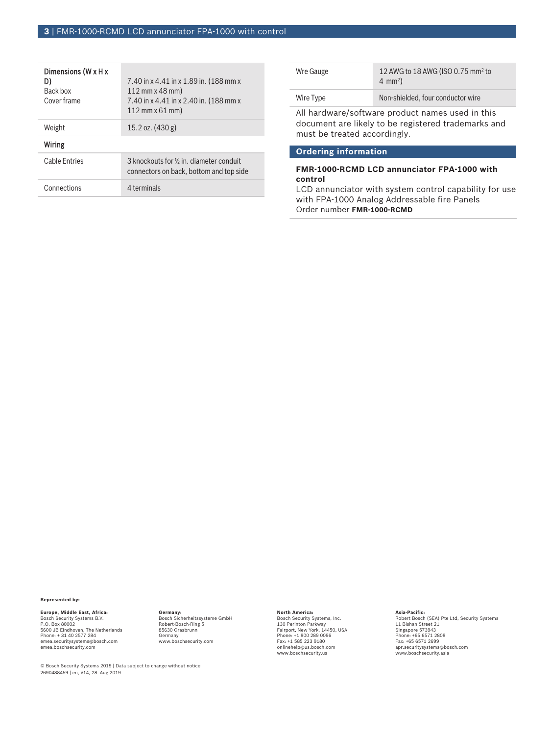| | |
|---|---|
| **Dimensions (W x H x D)**<br>Back box<br>Cover frame | <br>7.40 in x 4.41 in x 1.89 in. (188 mm x 112 mm x 48 mm)<br>7.40 in x 4.41 in x 2.40 in. (188 mm x 112 mm x 61 mm) |
| Weight | 15.2 oz. (430 g) |
| **Wiring** | |
| Cable Entries | 3 knockouts for ½ in. diameter conduit connectors on back, bottom and top side |
| Connections | 4 terminals |
| Wre Gauge | 12 AWG to 18 AWG (ISO 0.75 mm² to 4 mm²) |
| Wire Type | Non-shielded, four conductor wire |

All hardware/software product names used in this document are likely to be registered trademarks and must be treated accordingly.

## Ordering information

**FMR-1000-RCMD LCD annunciator FPA-1000 with control**
LCD annunciator with system control capability for use with FPA-1000 Analog Addressable fire Panels
Order number **FMR-1000-RCMD**

**Represented by:**

**Europe, Middle East, Africa:**
Bosch Security Systems B.V.
P.O. Box 80002
5600 JB Eindhoven, The Netherlands
Phone: + 31 40 2577 284
emea.securitysystems@bosch.com
emea.boschsecurity.com

**Germany:**
Bosch Sicherheitssysteme GmbH
Robert-Bosch-Ring 5
85630 Grasbrunn
Germany
www.boschsecurity.com

**North America:**
Bosch Security Systems, Inc.
130 Perinton Parkway
Fairport, New York, 14450, USA
Phone: +1 800 289 0096
Fax: +1 585 223 9180
onlinehelp@us.bosch.com
www.boschsecurity.us

**Asia-Pacific:**
Robert Bosch (SEA) Pte Ltd, Security Systems
11 Bishan Street 21
Singapore 573943
Phone: +65 6571 2808
Fax: +65 6571 2699
apr.securitysystems@bosch.com
www.boschsecurity.asia

© Bosch Security Systems 2019 | Data subject to change without notice
2690488459 | en, V14, 28. Aug 2019